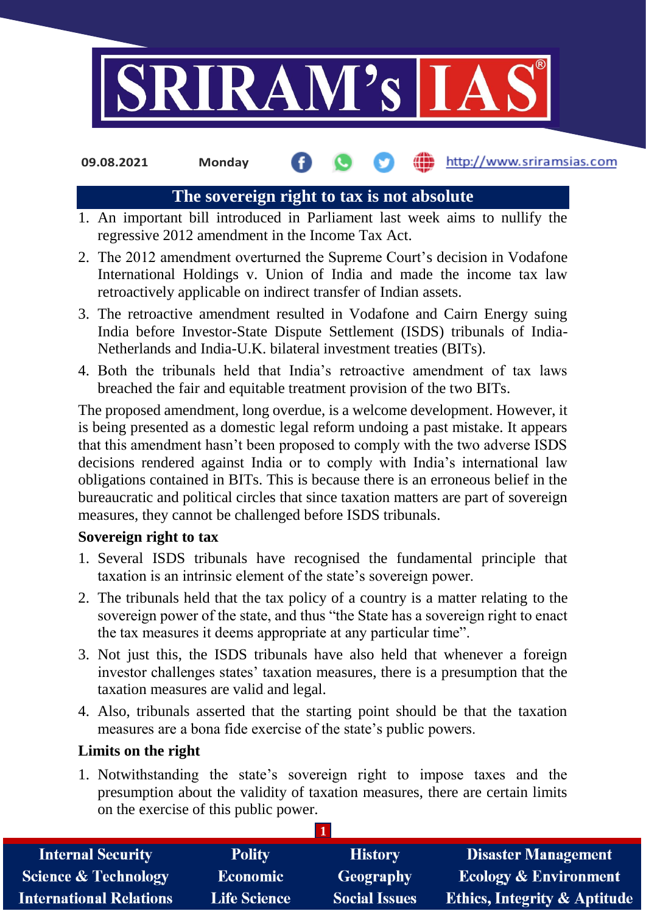# The sovereign right to tax is not absolute

1. An important bill introduced in Parliament last week aims to nullify the regressive 2012 amendment in the Income Tax Act.
2. The 2012 amendment overturned the Supreme Court's decision in Vodafone International Holdings v. Union of India and made the income tax law retroactively applicable on indirect transfer of Indian assets.
3. The retroactive amendment resulted in Vodafone and Cairn Energy suing India before Investor-State Dispute Settlement (ISDS) tribunals of India-Netherlands and India-U.K. bilateral investment treaties (BITs).
4. Both the tribunals held that India's retroactive amendment of tax laws breached the fair and equitable treatment provision of the two BITs.

The proposed amendment, long overdue, is a welcome development. However, it is being presented as a domestic legal reform undoing a past mistake. It appears that this amendment hasn't been proposed to comply with the two adverse ISDS decisions rendered against India or to comply with India's international law obligations contained in BITs. This is because there is an erroneous belief in the bureaucratic and political circles that since taxation matters are part of sovereign measures, they cannot be challenged before ISDS tribunals.

## Sovereign right to tax

1. Several ISDS tribunals have recognised the fundamental principle that taxation is an intrinsic element of the state's sovereign power.
2. The tribunals held that the tax policy of a country is a matter relating to the sovereign power of the state, and thus "the State has a sovereign right to enact the tax measures it deems appropriate at any particular time".
3. Not just this, the ISDS tribunals have also held that whenever a foreign investor challenges states' taxation measures, there is a presumption that the taxation measures are valid and legal.
4. Also, tribunals asserted that the starting point should be that the taxation measures are a bona fide exercise of the state's public powers.

## Limits on the right

1. Notwithstanding the state's sovereign right to impose taxes and the presumption about the validity of taxation measures, there are certain limits on the exercise of this public power.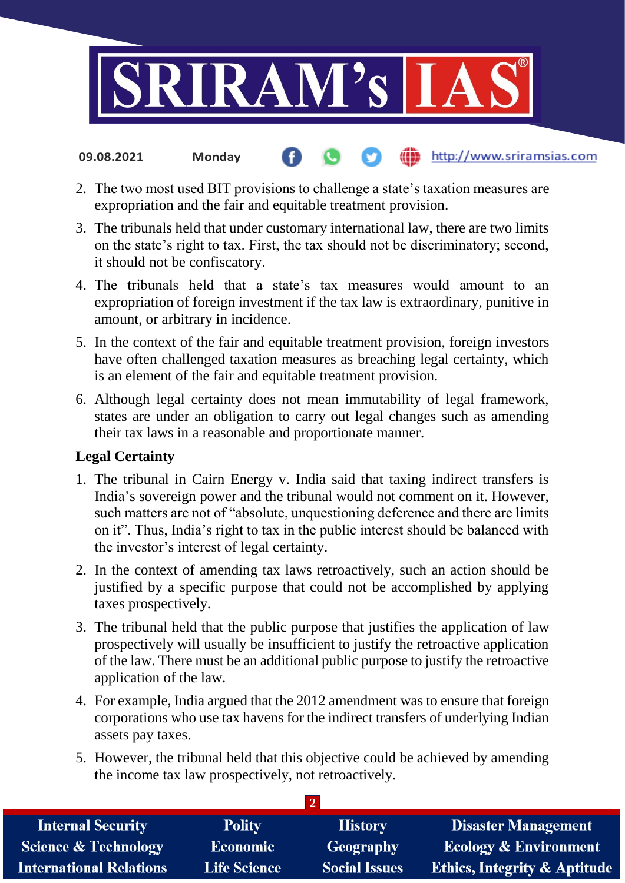2. The two most used BIT provisions to challenge a state's taxation measures are expropriation and the fair and equitable treatment provision.
3. The tribunals held that under customary international law, there are two limits on the state's right to tax. First, the tax should not be discriminatory; second, it should not be confiscatory.
4. The tribunals held that a state's tax measures would amount to an expropriation of foreign investment if the tax law is extraordinary, punitive in amount, or arbitrary in incidence.
5. In the context of the fair and equitable treatment provision, foreign investors have often challenged taxation measures as breaching legal certainty, which is an element of the fair and equitable treatment provision.
6. Although legal certainty does not mean immutability of legal framework, states are under an obligation to carry out legal changes such as amending their tax laws in a reasonable and proportionate manner.

**Legal Certainty**

1. The tribunal in Cairn Energy v. India said that taxing indirect transfers is India's sovereign power and the tribunal would not comment on it. However, such matters are not of "absolute, unquestioning deference and there are limits on it". Thus, India's right to tax in the public interest should be balanced with the investor's interest of legal certainty.
2. In the context of amending tax laws retroactively, such an action should be justified by a specific purpose that could not be accomplished by applying taxes prospectively.
3. The tribunal held that the public purpose that justifies the application of law prospectively will usually be insufficient to justify the retroactive application of the law. There must be an additional public purpose to justify the retroactive application of the law.
4. For example, India argued that the 2012 amendment was to ensure that foreign corporations who use tax havens for the indirect transfers of underlying Indian assets pay taxes.
5. However, the tribunal held that this objective could be achieved by amending the income tax law prospectively, not retroactively.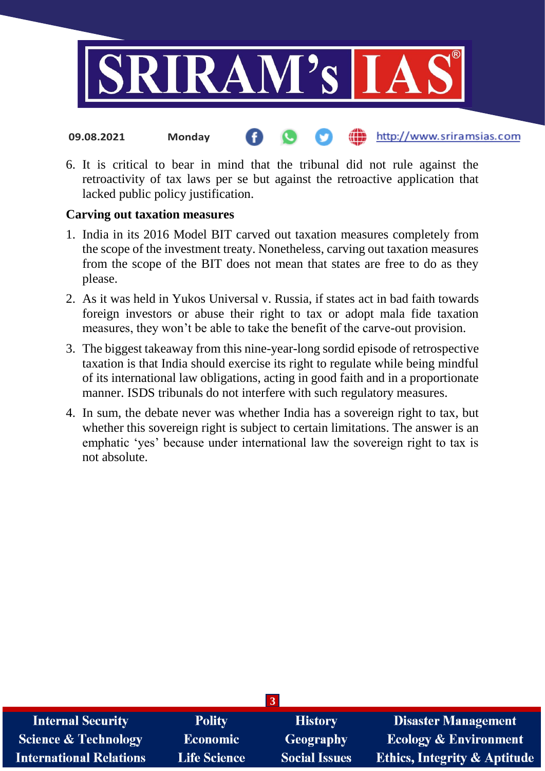6. It is critical to bear in mind that the tribunal did not rule against the retroactivity of tax laws per se but against the retroactive application that lacked public policy justification.

**Carving out taxation measures**

1. India in its 2016 Model BIT carved out taxation measures completely from the scope of the investment treaty. Nonetheless, carving out taxation measures from the scope of the BIT does not mean that states are free to do as they please.
2. As it was held in Yukos Universal v. Russia, if states act in bad faith towards foreign investors or abuse their right to tax or adopt mala fide taxation measures, they won't be able to take the benefit of the carve-out provision.
3. The biggest takeaway from this nine-year-long sordid episode of retrospective taxation is that India should exercise its right to regulate while being mindful of its international law obligations, acting in good faith and in a proportionate manner. ISDS tribunals do not interfere with such regulatory measures.
4. In sum, the debate never was whether India has a sovereign right to tax, but whether this sovereign right is subject to certain limitations. The answer is an emphatic 'yes' because under international law the sovereign right to tax is not absolute.